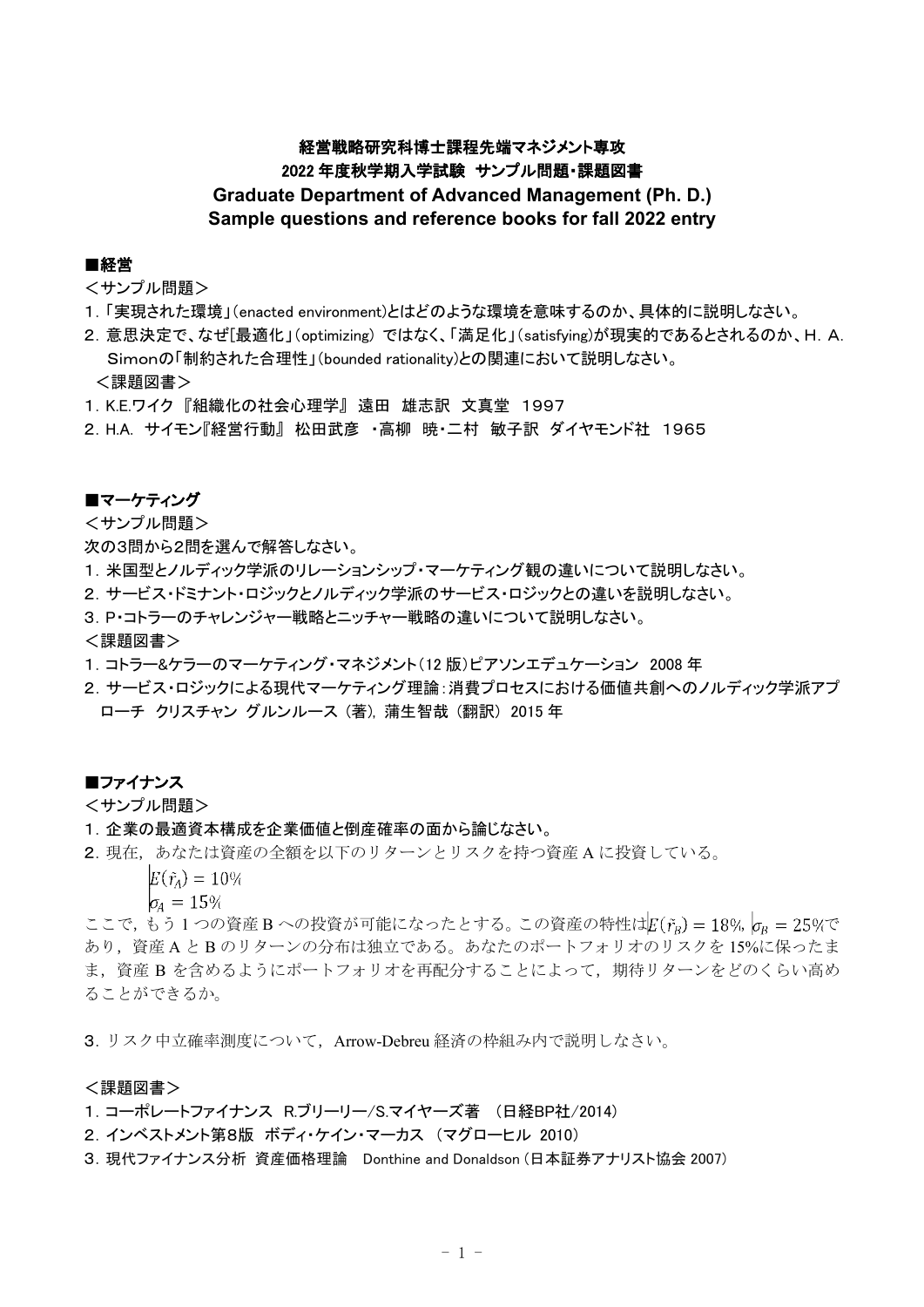# 経営戦略研究科博士課程先端マネジメント専攻
# 2022 年度秋学期入学試験 サンプル問題・課題図書
# Graduate Department of Advanced Management (Ph. D.)
# Sample questions and reference books for fall 2022 entry

## ■経営

＜サンプル問題＞

1. 「実現された環境」(enacted environment)とはどのような環境を意味するのか、具体的に説明しなさい。
2. 意思決定で、なぜ[最適化」(optimizing) ではなく、「満足化」(satisfying)が現実的であるとされるのか、H. A. Simonの「制約された合理性」(bounded rationality)との関連において説明しなさい。

＜課題図書＞

1. K.E.ワイク 『組織化の社会心理学』 遠田 雄志訳 文真堂 1997
2. H.A. サイモン『経営行動』 松田武彦 ・高柳 暁・二村 敏子訳 ダイヤモンド社 1965

## ■マーケティング

＜サンプル問題＞

次の3問から2問を選んで解答しなさい。

1. 米国型とノルディック学派のリレーションシップ・マーケティング観の違いについて説明しなさい。
2. サービス・ドミナント・ロジックとノルディック学派のサービス・ロジックとの違いを説明しなさい。
3. P・コトラーのチャレンジャー戦略とニッチャー戦略の違いについて説明しなさい。

＜課題図書＞

1. コトラー&ケラーのマーケティング・マネジメント(12 版)ピアソンエデュケーション 2008 年
2. サービス・ロジックによる現代マーケティング理論:消費プロセスにおける価値共創へのノルディック学派アプローチ クリスチャン グルンルース (著), 蒲生智哉 (翻訳) 2015 年

## ■ファイナンス

＜サンプル問題＞

1. 企業の最適資本構成を企業価値と倒産確率の面から論じなさい。
2. 現在，あなたは資産の全額を以下のリターンとリスクを持つ資産 A に投資している。

$$E(\tilde{r}_A) = 10\%$$
$$\sigma_A = 15\%$$

ここで，もう 1 つの資産 B への投資が可能になったとする。この資産の特性は$E(\tilde{r}_B) = 18\%$, $\sigma_B = 25\%$であり，資産 A と B のリターンの分布は独立である。あなたのポートフォリオのリスクを 15%に保ったまま，資産 B を含めるようにポートフォリオを再配分することによって，期待リターンをどのくらい高めることができるか。

3. リスク中立確率測度について，Arrow-Debreu 経済の枠組み内で説明しなさい。

＜課題図書＞

1. コーポレートファイナンス R.ブリーリー/S.マイヤーズ著 (日経BP社/2014)
2. インベストメント第8版 ボディ・ケイン・マーカス (マグローヒル 2010)
3. 現代ファイナンス分析 資産価格理論 Donthine and Donaldson (日本証券アナリスト協会 2007)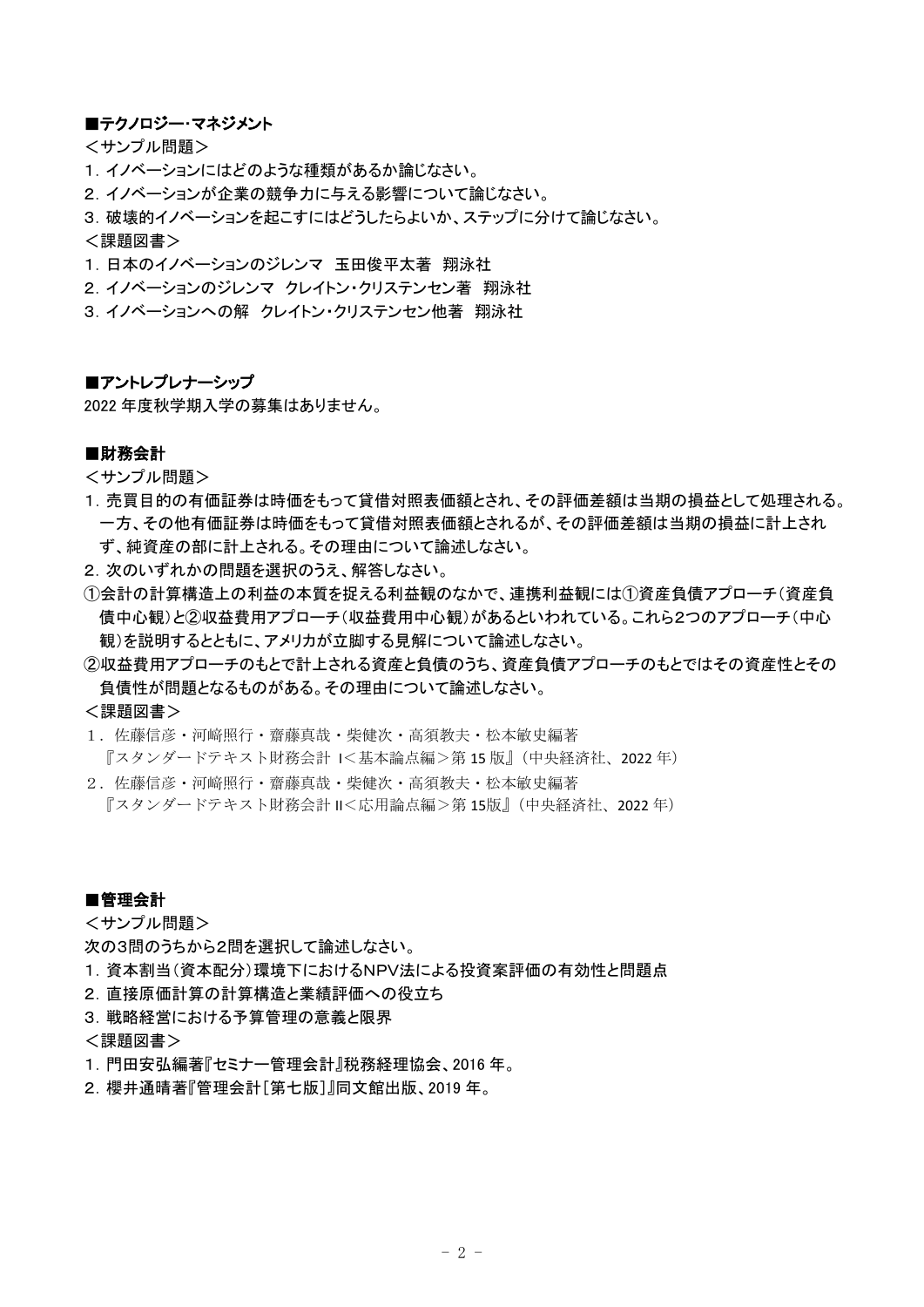### ■テクノロジー･マネジメント

＜サンプル問題＞

1．イノベーションにはどのような種類があるか論じなさい。

2．イノベーションが企業の競争力に与える影響について論じなさい。

3．破壊的イノベーションを起こすにはどうしたらよいか、ステップに分けて論じなさい。

＜課題図書＞

1．日本のイノベーションのジレンマ　玉田俊平太著　翔泳社

2．イノベーションのジレンマ　クレイトン・クリステンセン著　翔泳社

3．イノベーションへの解　クレイトン・クリステンセン他著　翔泳社

### ■アントレプレナーシップ

2022 年度秋学期入学の募集はありません。

### ■財務会計

＜サンプル問題＞

1．売買目的の有価証券は時価をもって貸借対照表価額とされ、その評価差額は当期の損益として処理される。一方、その他有価証券は時価をもって貸借対照表価額とされるが、その評価差額は当期の損益に計上されず、純資産の部に計上される。その理由について論述しなさい。

2．次のいずれかの問題を選択のうえ、解答しなさい。

①会計の計算構造上の利益の本質を捉える利益観のなかで、連携利益観には①資産負債アプローチ（資産負債中心観）と②収益費用アプローチ（収益費用中心観）があるといわれている。これら2つのアプローチ（中心観）を説明するとともに、アメリカが立脚する見解について論述しなさい。

②収益費用アプローチのもとで計上される資産と負債のうち、資産負債アプローチのもとではその資産性とその負債性が問題となるものがある。その理由について論述しなさい。

＜課題図書＞

1．佐藤信彦・河﨑照行・齋藤真哉・柴健次・高須教夫・松本敏史編著
『スタンダードテキスト財務会計 I＜基本論点編＞第 15 版』（中央経済社、2022 年）

2．佐藤信彦・河﨑照行・齋藤真哉・柴健次・高須教夫・松本敏史編著
『スタンダードテキスト財務会計 II＜応用論点編＞第 15版』（中央経済社、2022 年）

### ■管理会計

＜サンプル問題＞

次の3問のうちから2問を選択して論述しなさい。

1．資本割当（資本配分）環境下におけるNPV法による投資案評価の有効性と問題点

2．直接原価計算の計算構造と業績評価への役立ち

3．戦略経営における予算管理の意義と限界

＜課題図書＞

1．門田安弘編著『セミナー管理会計』税務経理協会、2016 年。

2．櫻井通晴著『管理会計［第七版］』同文館出版、2019 年。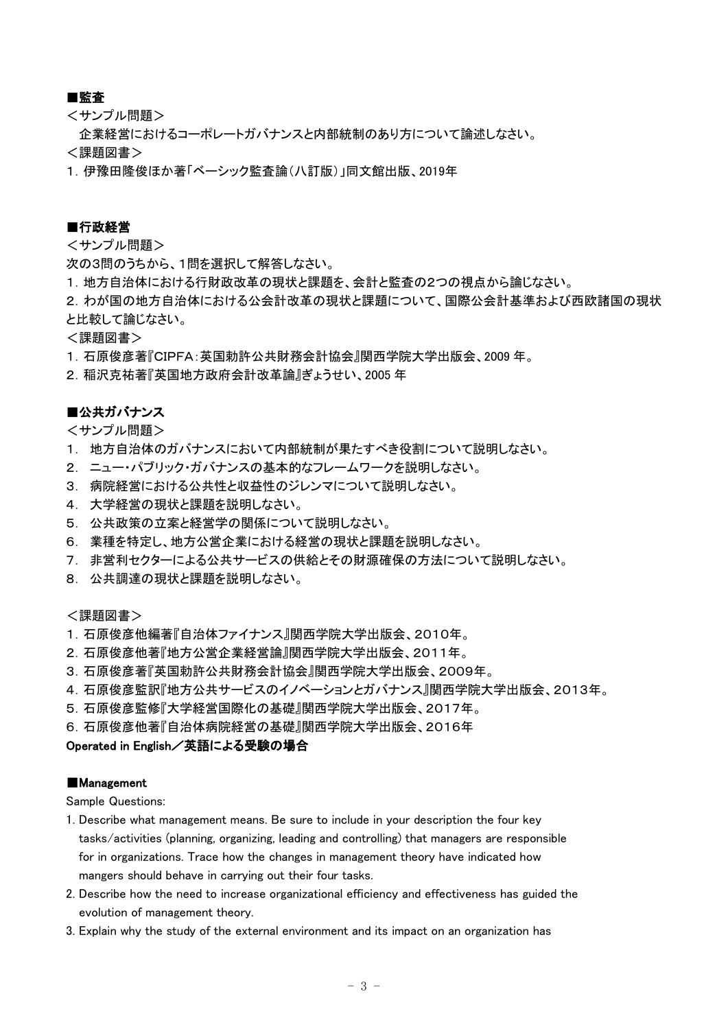**■監査**

＜サンプル問題＞

　企業経営におけるコーポレートガバナンスと内部統制のあり方について論述しなさい。

＜課題図書＞

1．伊豫田隆俊ほか著「ベーシック監査論（八訂版）」同文館出版、2019年

**■行政経営**

＜サンプル問題＞

次の3問のうちから、1問を選択して解答しなさい。

1．地方自治体における行財政改革の現状と課題を、会計と監査の2つの視点から論じなさい。

2．わが国の地方自治体における公会計改革の現状と課題について、国際公会計基準および西欧諸国の現状と比較して論じなさい。

＜課題図書＞

1．石原俊彦著『CIPFA：英国勅許公共財務会計協会』関西学院大学出版会、2009 年。

2．稲沢克祐著『英国地方政府会計改革論』ぎょうせい、2005 年

**■公共ガバナンス**

＜サンプル問題＞

1．　地方自治体のガバナンスにおいて内部統制が果たすべき役割について説明しなさい。

2．　ニュー・パブリック・ガバナンスの基本的なフレームワークを説明しなさい。

3．　病院経営における公共性と収益性のジレンマについて説明しなさい。

4．　大学経営の現状と課題を説明しなさい。

5．　公共政策の立案と経営学の関係について説明しなさい。

6．　業種を特定し、地方公営企業における経営の現状と課題を説明しなさい。

7．　非営利セクターによる公共サービスの供給とその財源確保の方法について説明しなさい。

8．　公共調達の現状と課題を説明しなさい。

＜課題図書＞

1．石原俊彦他編著『自治体ファイナンス』関西学院大学出版会、2010年。

2．石原俊彦他著『地方公営企業経営論』関西学院大学出版会、2011年。

3．石原俊彦著『英国勅許公共財務会計協会』関西学院大学出版会、2009年。

4．石原俊彦監訳『地方公共サービスのイノベーションとガバナンス』関西学院大学出版会、2013年。

5．石原俊彦監修『大学経営国際化の基礎』関西学院大学出版会、2017年。

6．石原俊彦他著『自治体病院経営の基礎』関西学院大学出版会、2016年

**Operated in English／英語による受験の場合**

**■Management**

Sample Questions:

1. Describe what management means. Be sure to include in your description the four key tasks/activities (planning, organizing, leading and controlling) that managers are responsible for in organizations. Trace how the changes in management theory have indicated how mangers should behave in carrying out their four tasks.
2. Describe how the need to increase organizational efficiency and effectiveness has guided the evolution of management theory.
3. Explain why the study of the external environment and its impact on an organization has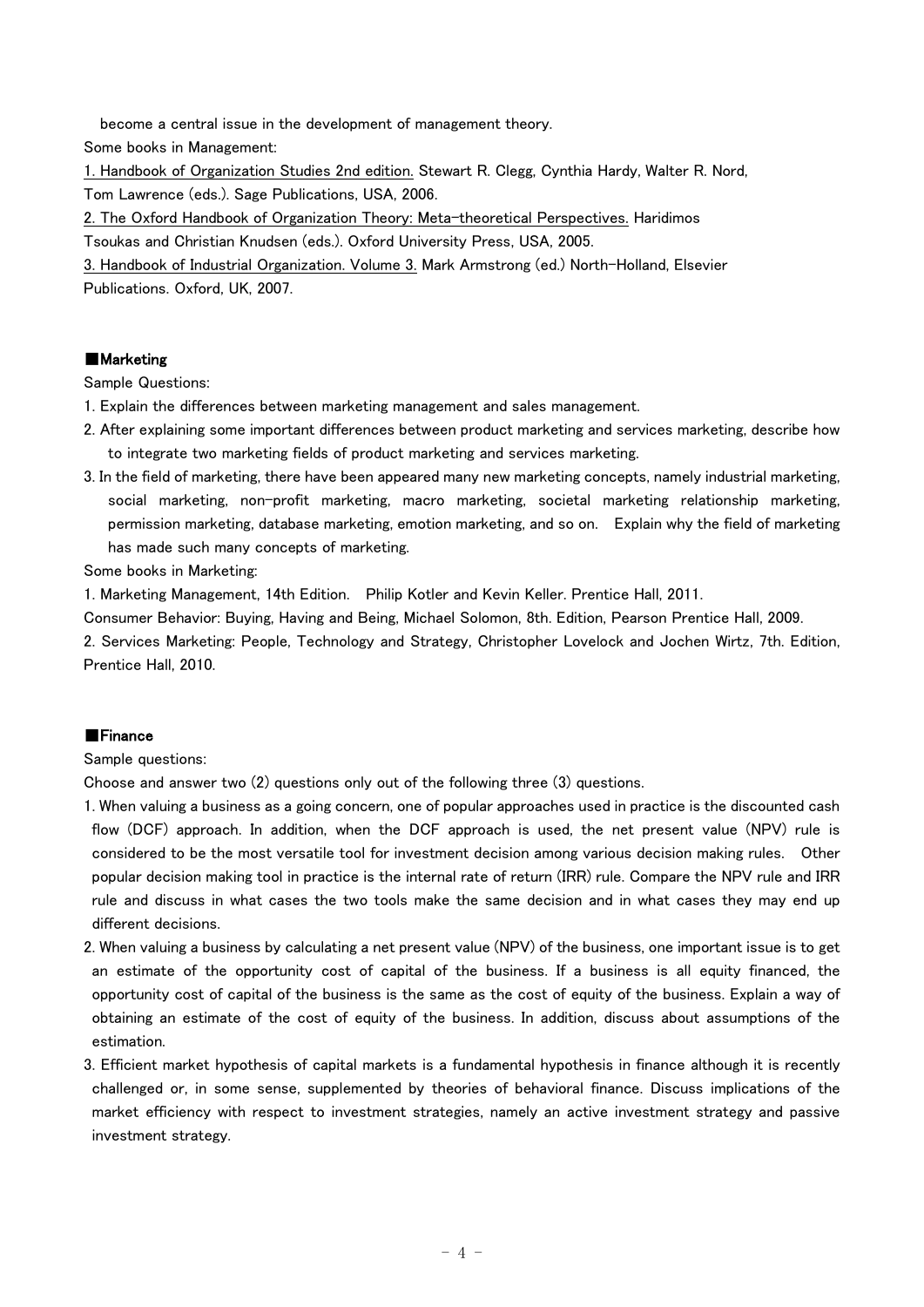become a central issue in the development of management theory.

Some books in Management:

1. Handbook of Organization Studies 2nd edition. Stewart R. Clegg, Cynthia Hardy, Walter R. Nord, Tom Lawrence (eds.). Sage Publications, USA, 2006.

2. The Oxford Handbook of Organization Theory: Meta-theoretical Perspectives. Haridimos Tsoukas and Christian Knudsen (eds.). Oxford University Press, USA, 2005.

3. Handbook of Industrial Organization. Volume 3. Mark Armstrong (ed.) North-Holland, Elsevier Publications. Oxford, UK, 2007.

## ■Marketing

Sample Questions:

1. Explain the differences between marketing management and sales management.
2. After explaining some important differences between product marketing and services marketing, describe how to integrate two marketing fields of product marketing and services marketing.
3. In the field of marketing, there have been appeared many new marketing concepts, namely industrial marketing, social marketing, non-profit marketing, macro marketing, societal marketing relationship marketing, permission marketing, database marketing, emotion marketing, and so on. Explain why the field of marketing has made such many concepts of marketing.

Some books in Marketing:

1. Marketing Management, 14th Edition. Philip Kotler and Kevin Keller. Prentice Hall, 2011.

Consumer Behavior: Buying, Having and Being, Michael Solomon, 8th. Edition, Pearson Prentice Hall, 2009.

2. Services Marketing: People, Technology and Strategy, Christopher Lovelock and Jochen Wirtz, 7th. Edition, Prentice Hall, 2010.

## ■Finance

Sample questions:

Choose and answer two (2) questions only out of the following three (3) questions.

1. When valuing a business as a going concern, one of popular approaches used in practice is the discounted cash flow (DCF) approach. In addition, when the DCF approach is used, the net present value (NPV) rule is considered to be the most versatile tool for investment decision among various decision making rules. Other popular decision making tool in practice is the internal rate of return (IRR) rule. Compare the NPV rule and IRR rule and discuss in what cases the two tools make the same decision and in what cases they may end up different decisions.
2. When valuing a business by calculating a net present value (NPV) of the business, one important issue is to get an estimate of the opportunity cost of capital of the business. If a business is all equity financed, the opportunity cost of capital of the business is the same as the cost of equity of the business. Explain a way of obtaining an estimate of the cost of equity of the business. In addition, discuss about assumptions of the estimation.
3. Efficient market hypothesis of capital markets is a fundamental hypothesis in finance although it is recently challenged or, in some sense, supplemented by theories of behavioral finance. Discuss implications of the market efficiency with respect to investment strategies, namely an active investment strategy and passive investment strategy.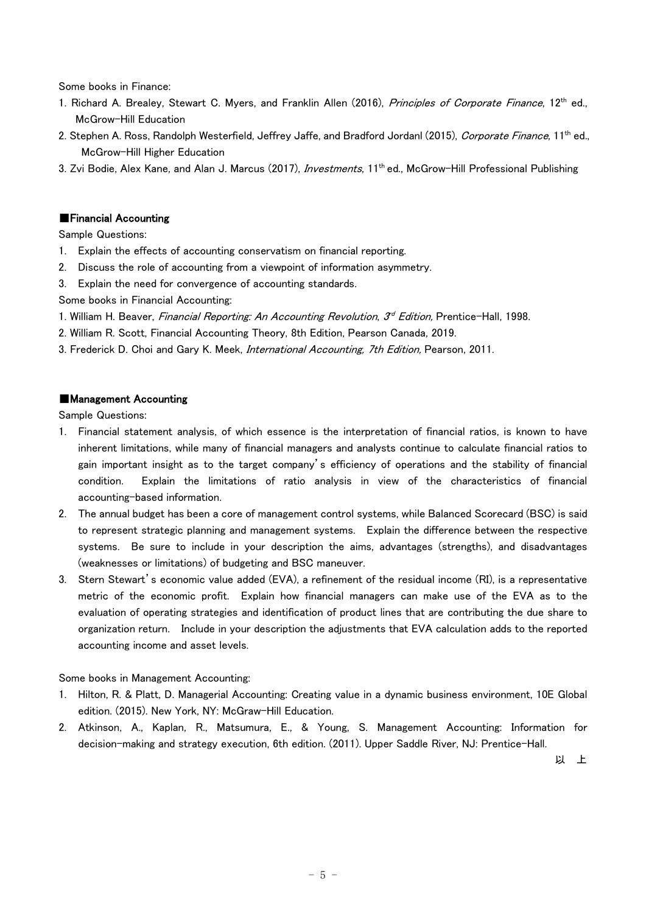Some books in Finance:

1. Richard A. Brealey, Stewart C. Myers, and Franklin Allen (2016), *Principles of Corporate Finance*, 12th ed., McGrow-Hill Education
2. Stephen A. Ross, Randolph Westerfield, Jeffrey Jaffe, and Bradford Jordanl (2015), *Corporate Finance*, 11th ed., McGrow-Hill Higher Education
3. Zvi Bodie, Alex Kane, and Alan J. Marcus (2017), *Investments*, 11th ed., McGrow-Hill Professional Publishing

## ■Financial Accounting

Sample Questions:

1. Explain the effects of accounting conservatism on financial reporting.
2. Discuss the role of accounting from a viewpoint of information asymmetry.
3. Explain the need for convergence of accounting standards.

Some books in Financial Accounting:

1. William H. Beaver, *Financial Reporting: An Accounting Revolution*, *3rd Edition,* Prentice-Hall, 1998.
2. William R. Scott, Financial Accounting Theory, 8th Edition, Pearson Canada, 2019.
3. Frederick D. Choi and Gary K. Meek, *International Accounting, 7th Edition,* Pearson, 2011.

## ■Management Accounting

Sample Questions:

1. Financial statement analysis, of which essence is the interpretation of financial ratios, is known to have inherent limitations, while many of financial managers and analysts continue to calculate financial ratios to gain important insight as to the target company's efficiency of operations and the stability of financial condition. Explain the limitations of ratio analysis in view of the characteristics of financial accounting-based information.
2. The annual budget has been a core of management control systems, while Balanced Scorecard (BSC) is said to represent strategic planning and management systems. Explain the difference between the respective systems. Be sure to include in your description the aims, advantages (strengths), and disadvantages (weaknesses or limitations) of budgeting and BSC maneuver.
3. Stern Stewart's economic value added (EVA), a refinement of the residual income (RI), is a representative metric of the economic profit. Explain how financial managers can make use of the EVA as to the evaluation of operating strategies and identification of product lines that are contributing the due share to organization return. Include in your description the adjustments that EVA calculation adds to the reported accounting income and asset levels.

Some books in Management Accounting:

1. Hilton, R. & Platt, D. Managerial Accounting: Creating value in a dynamic business environment, 10E Global edition. (2015). New York, NY: McGraw-Hill Education.
2. Atkinson, A., Kaplan, R., Matsumura, E., & Young, S. Management Accounting: Information for decision-making and strategy execution, 6th edition. (2011). Upper Saddle River, NJ: Prentice-Hall.

以　上